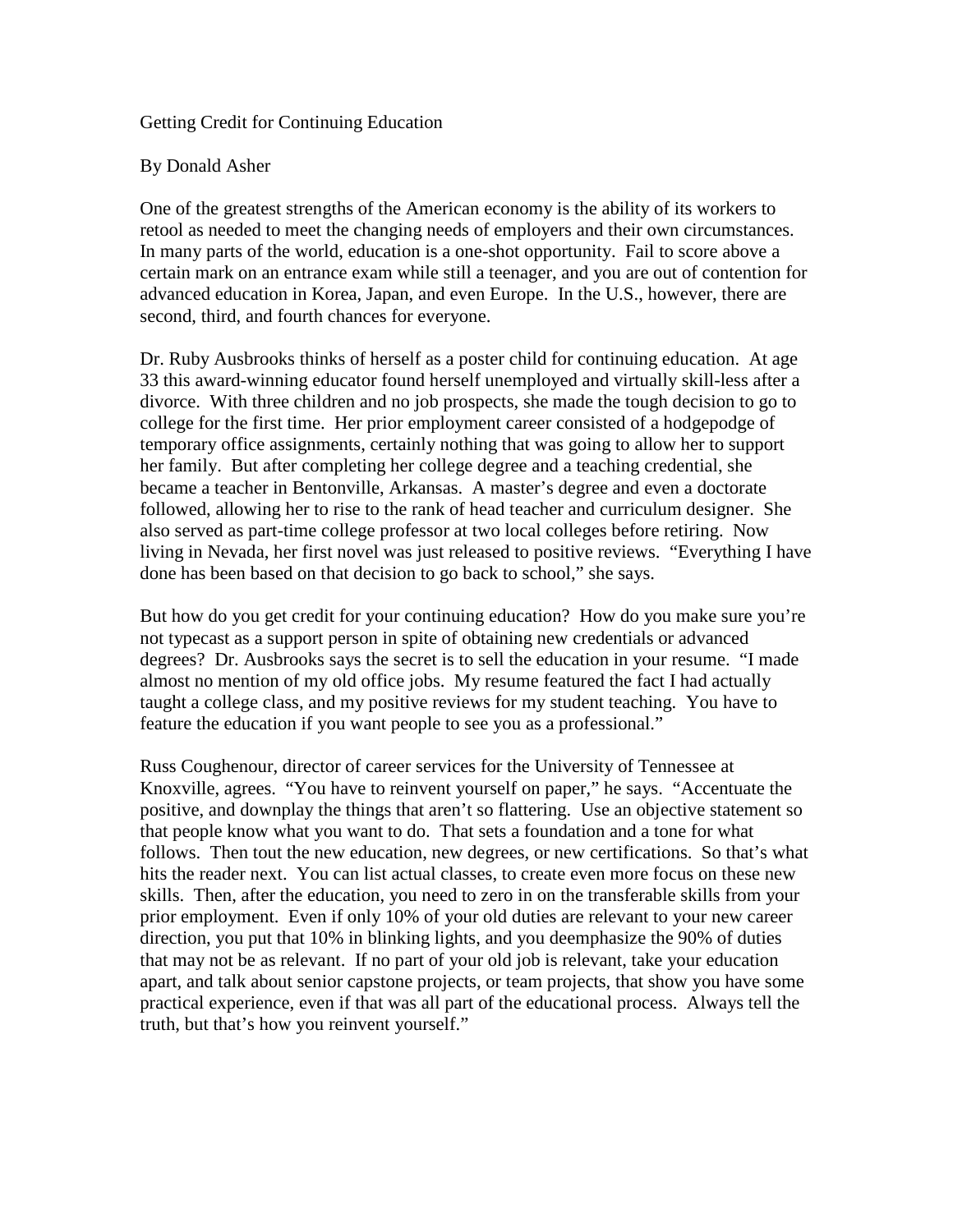# Getting Credit for Continuing Education

By Donald Asher

One of the greatest strengths of the American economy is the ability of its workers to retool as needed to meet the changing needs of employers and their own circumstances. In many parts of the world, education is a one-shot opportunity. Fail to score above a certain mark on an entrance exam while still a teenager, and you are out of contention for advanced education in Korea, Japan, and even Europe. In the U.S., however, there are second, third, and fourth chances for everyone.

Dr. Ruby Ausbrooks thinks of herself as a poster child for continuing education. At age 33 this award-winning educator found herself unemployed and virtually skill-less after a divorce. With three children and no job prospects, she made the tough decision to go to college for the first time. Her prior employment career consisted of a hodgepodge of temporary office assignments, certainly nothing that was going to allow her to support her family. But after completing her college degree and a teaching credential, she became a teacher in Bentonville, Arkansas. A master's degree and even a doctorate followed, allowing her to rise to the rank of head teacher and curriculum designer. She also served as part-time college professor at two local colleges before retiring. Now living in Nevada, her first novel was just released to positive reviews. "Everything I have done has been based on that decision to go back to school," she says.

But how do you get credit for your continuing education? How do you make sure you're not typecast as a support person in spite of obtaining new credentials or advanced degrees? Dr. Ausbrooks says the secret is to sell the education in your resume. "I made almost no mention of my old office jobs. My resume featured the fact I had actually taught a college class, and my positive reviews for my student teaching. You have to feature the education if you want people to see you as a professional."

Russ Coughenour, director of career services for the University of Tennessee at Knoxville, agrees. "You have to reinvent yourself on paper," he says. "Accentuate the positive, and downplay the things that aren't so flattering. Use an objective statement so that people know what you want to do. That sets a foundation and a tone for what follows. Then tout the new education, new degrees, or new certifications. So that's what hits the reader next. You can list actual classes, to create even more focus on these new skills. Then, after the education, you need to zero in on the transferable skills from your prior employment. Even if only 10% of your old duties are relevant to your new career direction, you put that 10% in blinking lights, and you deemphasize the 90% of duties that may not be as relevant. If no part of your old job is relevant, take your education apart, and talk about senior capstone projects, or team projects, that show you have some practical experience, even if that was all part of the educational process. Always tell the truth, but that's how you reinvent yourself."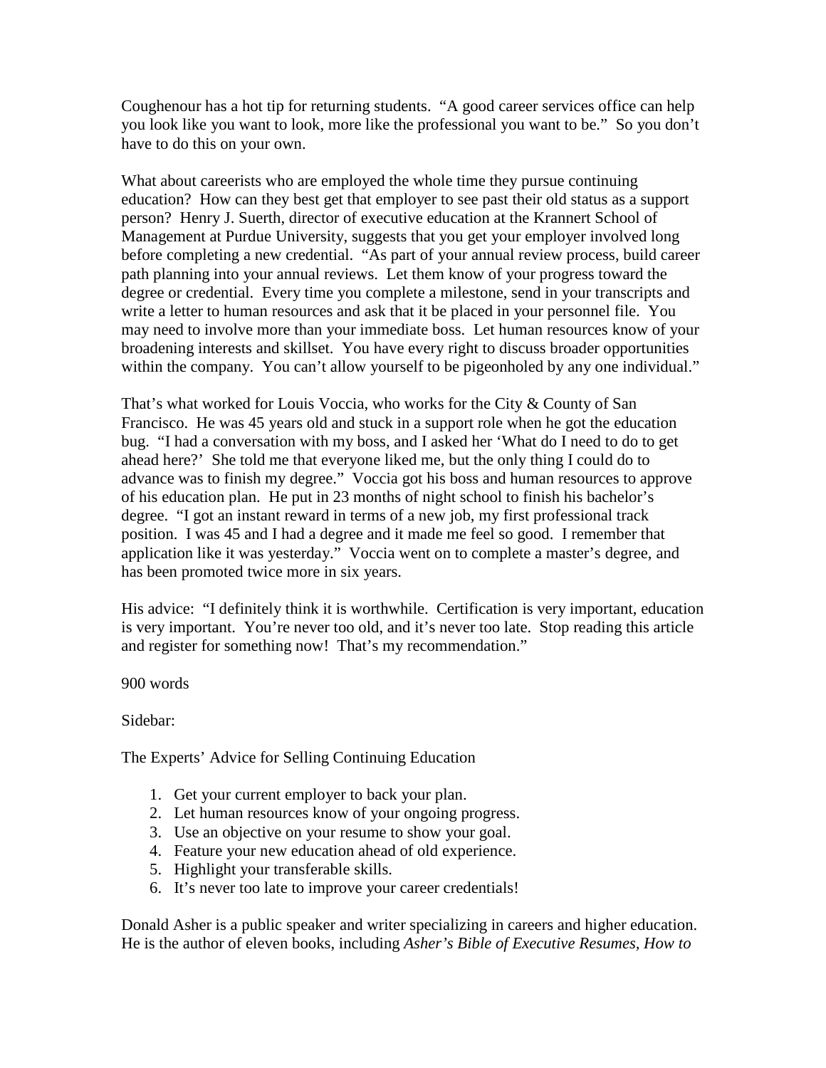Coughenour has a hot tip for returning students. "A good career services office can help you look like you want to look, more like the professional you want to be." So you don't have to do this on your own.

What about careerists who are employed the whole time they pursue continuing education? How can they best get that employer to see past their old status as a support person? Henry J. Suerth, director of executive education at the Krannert School of Management at Purdue University, suggests that you get your employer involved long before completing a new credential. "As part of your annual review process, build career path planning into your annual reviews. Let them know of your progress toward the degree or credential. Every time you complete a milestone, send in your transcripts and write a letter to human resources and ask that it be placed in your personnel file. You may need to involve more than your immediate boss. Let human resources know of your broadening interests and skillset. You have every right to discuss broader opportunities within the company. You can't allow yourself to be pigeonholed by any one individual."

That's what worked for Louis Voccia, who works for the City & County of San Francisco. He was 45 years old and stuck in a support role when he got the education bug. "I had a conversation with my boss, and I asked her 'What do I need to do to get ahead here?' She told me that everyone liked me, but the only thing I could do to advance was to finish my degree." Voccia got his boss and human resources to approve of his education plan. He put in 23 months of night school to finish his bachelor's degree. "I got an instant reward in terms of a new job, my first professional track position. I was 45 and I had a degree and it made me feel so good. I remember that application like it was yesterday." Voccia went on to complete a master's degree, and has been promoted twice more in six years.

His advice: "I definitely think it is worthwhile. Certification is very important, education is very important. You're never too old, and it's never too late. Stop reading this article and register for something now! That's my recommendation."

900 words

Sidebar:

The Experts' Advice for Selling Continuing Education

1. Get your current employer to back your plan.
2. Let human resources know of your ongoing progress.
3. Use an objective on your resume to show your goal.
4. Feature your new education ahead of old experience.
5. Highlight your transferable skills.
6. It's never too late to improve your career credentials!

Donald Asher is a public speaker and writer specializing in careers and higher education. He is the author of eleven books, including *Asher's Bible of Executive Resumes, How to*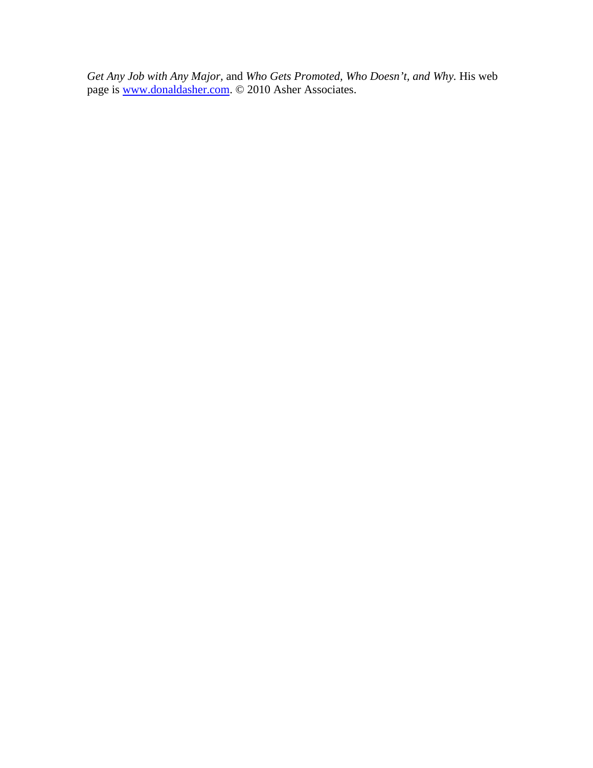*Get Any Job with Any Major*, and *Who Gets Promoted, Who Doesn't, and Why.* His web page is [www.donaldasher.com](http://www.donaldasher.com). © 2010 Asher Associates.